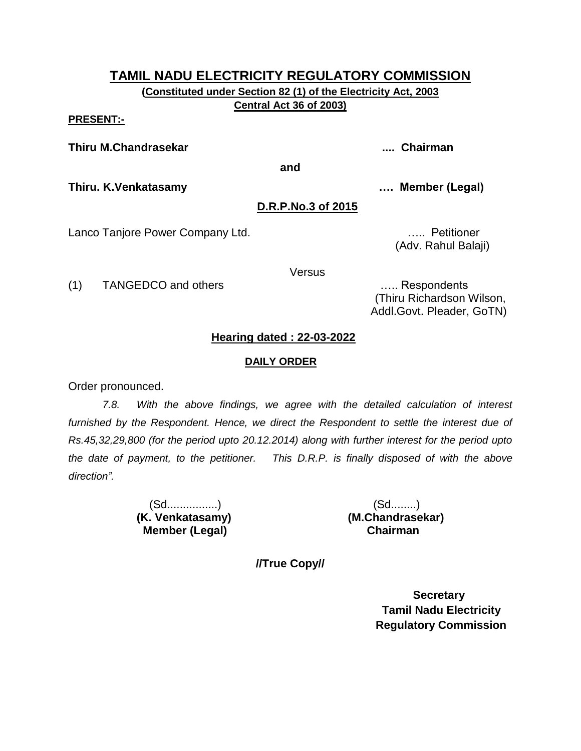# TAMIL NADU ELECTRICITY REGULATORY COMMISSION

**(Constituted under Section 82 (1) of the Electricity Act, 2003 Central Act 36 of 2003)**

**PRESENT:-**

**Thiru M.Chandrasekar** .... **Chairman**

**and**

**Thiru. K.Venkatasamy** …. **Member (Legal)**

**D.R.P.No.3 of 2015**

Lanco Tanjore Power Company Ltd. ….. Petitioner
(Adv. Rahul Balaji)

Versus

(1) TANGEDCO and others ….. Respondents
(Thiru Richardson Wilson, Addl.Govt. Pleader, GoTN)

**Hearing dated : 22-03-2022**

**DAILY ORDER**

Order pronounced.

*7.8. With the above findings, we agree with the detailed calculation of interest furnished by the Respondent. Hence, we direct the Respondent to settle the interest due of Rs.45,32,29,800 (for the period upto 20.12.2014) along with further interest for the period upto the date of payment, to the petitioner. This D.R.P. is finally disposed of with the above direction".*

(Sd................)
**(K. Venkatasamy)**
**Member (Legal)**

(Sd........)
**(M.Chandrasekar)**
**Chairman**

**//True Copy//**

**Secretary**
**Tamil Nadu Electricity Regulatory Commission**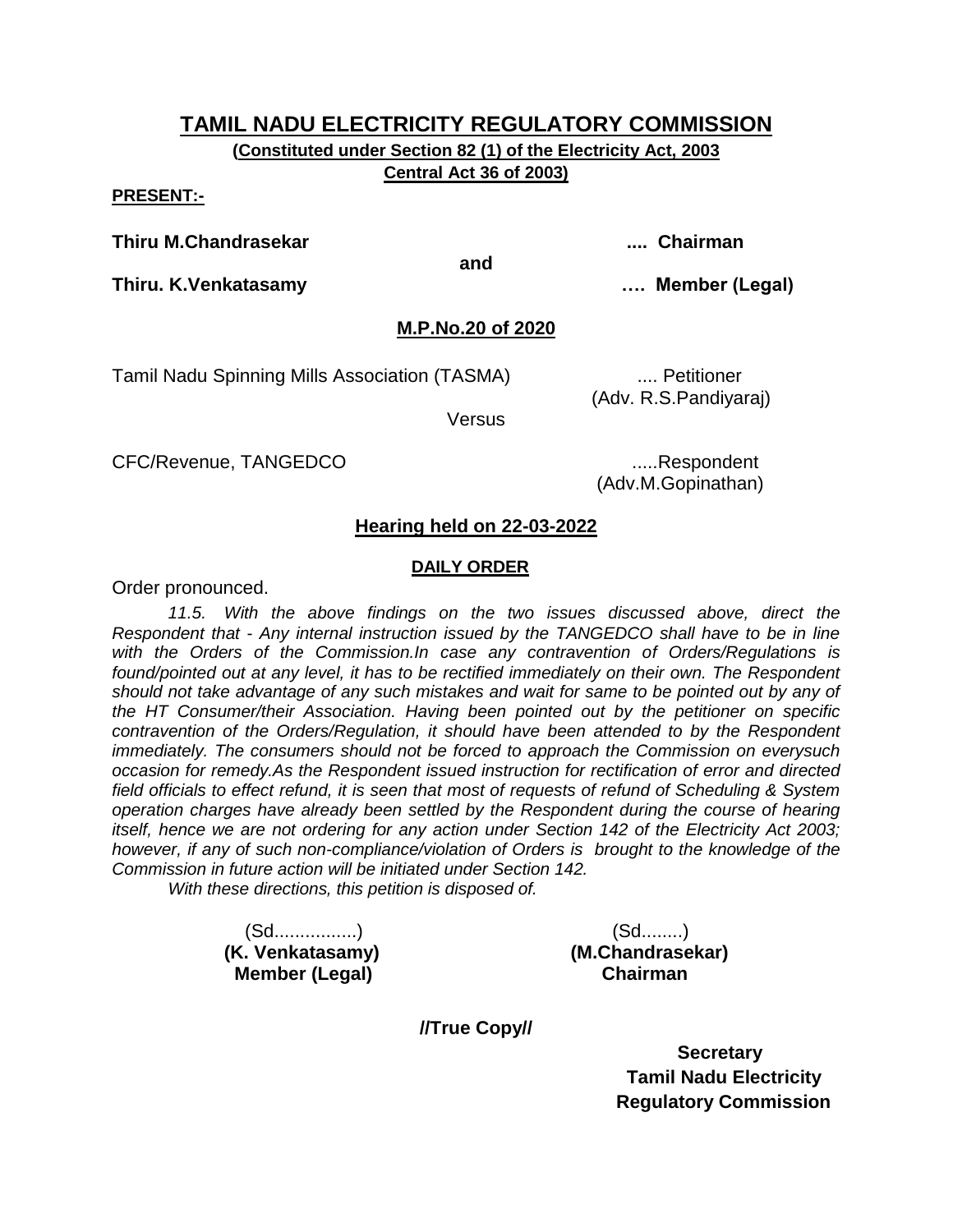# TAMIL NADU ELECTRICITY REGULATORY COMMISSION

**(Constituted under Section 82 (1) of the Electricity Act, 2003 Central Act 36 of 2003)**

**PRESENT:-**

**Thiru M.Chandrasekar** .... **Chairman**

**and**

**Thiru. K.Venkatasamy** …. **Member (Legal)**

**M.P.No.20 of 2020**

Tamil Nadu Spinning Mills Association (TASMA) .... Petitioner
(Adv. R.S.Pandiyaraj)

Versus

CFC/Revenue, TANGEDCO .....Respondent
(Adv.M.Gopinathan)

**Hearing held on 22-03-2022**

**DAILY ORDER**

Order pronounced.

*11.5. With the above findings on the two issues discussed above, direct the Respondent that - Any internal instruction issued by the TANGEDCO shall have to be in line with the Orders of the Commission.In case any contravention of Orders/Regulations is found/pointed out at any level, it has to be rectified immediately on their own. The Respondent should not take advantage of any such mistakes and wait for same to be pointed out by any of the HT Consumer/their Association. Having been pointed out by the petitioner on specific contravention of the Orders/Regulation, it should have been attended to by the Respondent immediately. The consumers should not be forced to approach the Commission on everysuch occasion for remedy.As the Respondent issued instruction for rectification of error and directed field officials to effect refund, it is seen that most of requests of refund of Scheduling & System operation charges have already been settled by the Respondent during the course of hearing itself, hence we are not ordering for any action under Section 142 of the Electricity Act 2003; however, if any of such non-compliance/violation of Orders is brought to the knowledge of the Commission in future action will be initiated under Section 142.*

*With these directions, this petition is disposed of.*

(Sd................)
**(K. Venkatasamy)**
**Member (Legal)**

(Sd........)
**(M.Chandrasekar)**
**Chairman**

**//True Copy//**

**Secretary**
**Tamil Nadu Electricity**
**Regulatory Commission**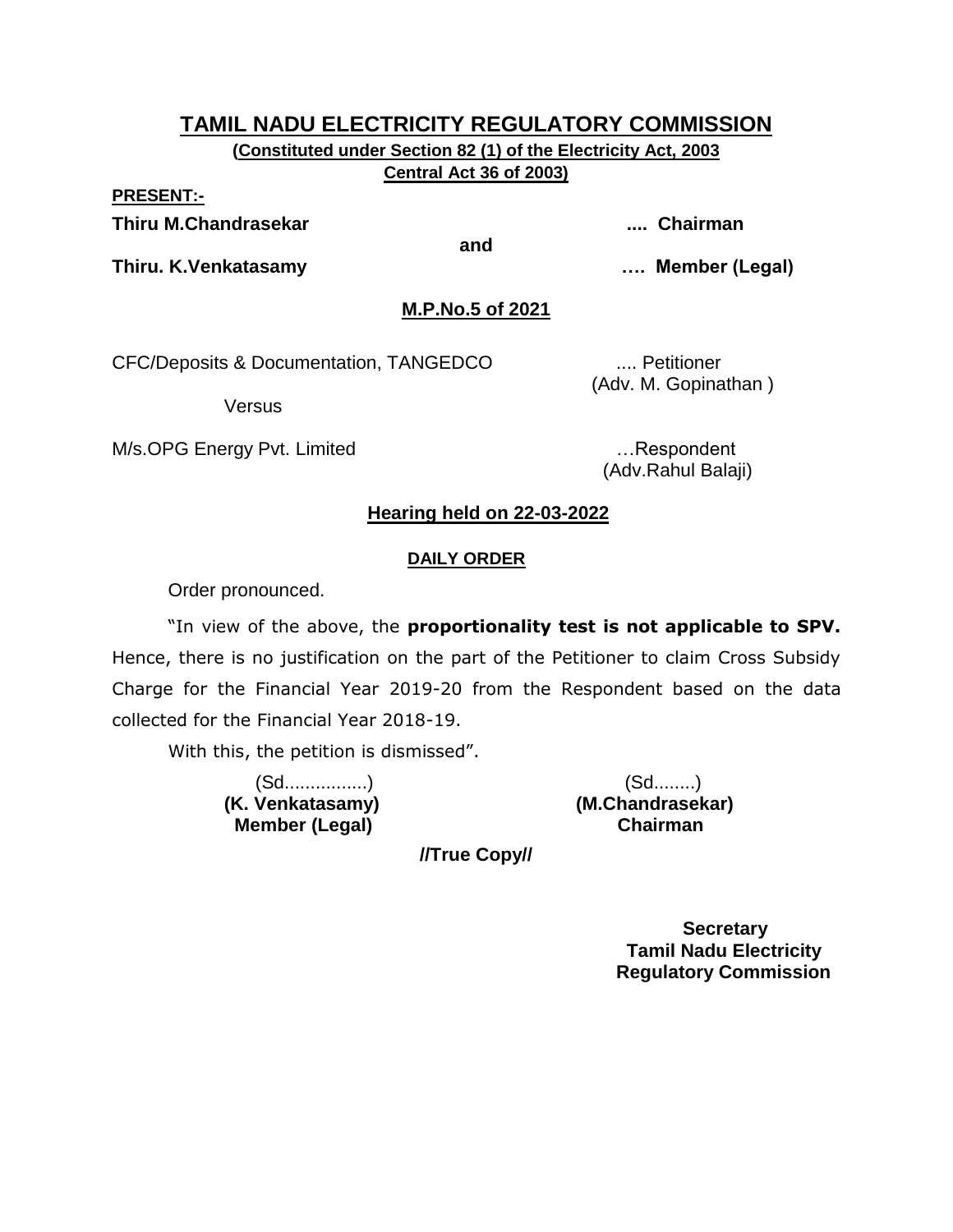# TAMIL NADU ELECTRICITY REGULATORY COMMISSION

**(Constituted under Section 82 (1) of the Electricity Act, 2003 Central Act 36 of 2003)**

**PRESENT:-**

**Thiru M.Chandrasekar** .... **Chairman**

**and**

**Thiru. K.Venkatasamy** …. **Member (Legal)**

**M.P.No.5 of 2021**

CFC/Deposits & Documentation, TANGEDCO .... Petitioner
(Adv. M. Gopinathan )

Versus

M/s.OPG Energy Pvt. Limited …Respondent
(Adv.Rahul Balaji)

**Hearing held on 22-03-2022**

**DAILY ORDER**

Order pronounced.

"In view of the above, the **proportionality test is not applicable to SPV.** Hence, there is no justification on the part of the Petitioner to claim Cross Subsidy Charge for the Financial Year 2019-20 from the Respondent based on the data collected for the Financial Year 2018-19.

With this, the petition is dismissed".

(Sd...............)
**(K. Venkatasamy)**
**Member (Legal)**

(Sd........)
**(M.Chandrasekar)**
**Chairman**

**//True Copy//**

**Secretary**
**Tamil Nadu Electricity Regulatory Commission**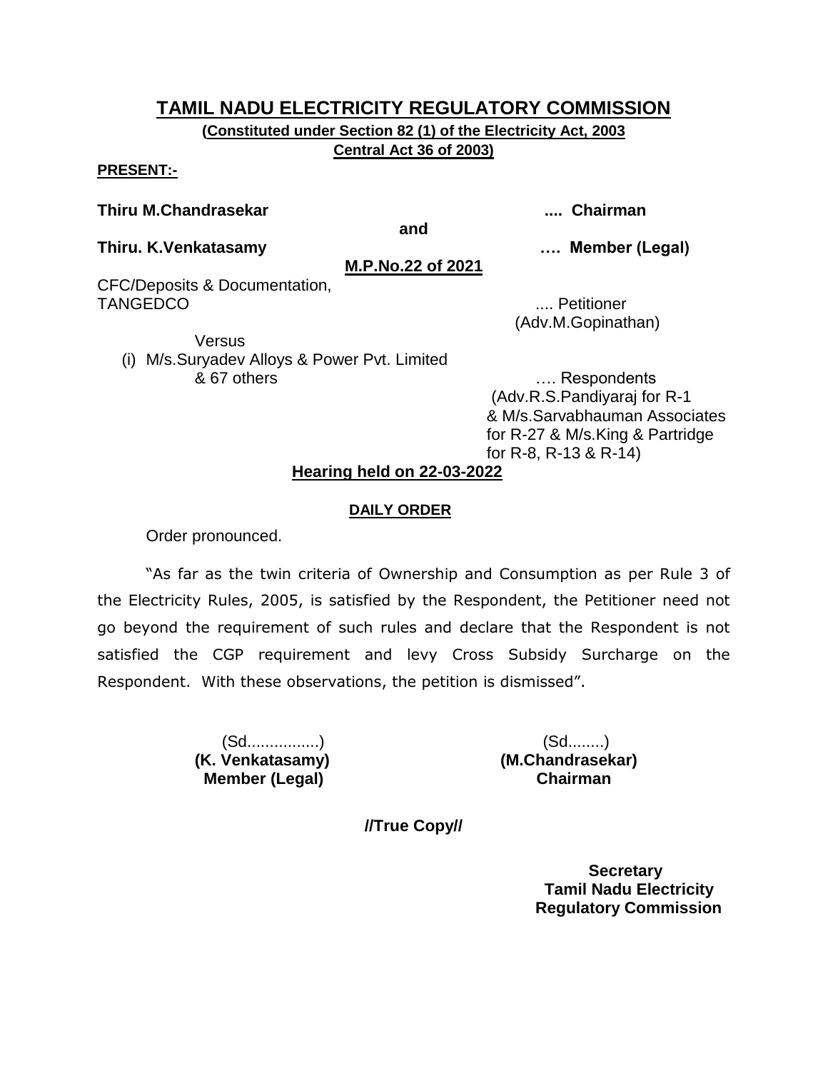# TAMIL NADU ELECTRICITY REGULATORY COMMISSION

**(Constituted under Section 82 (1) of the Electricity Act, 2003 Central Act 36 of 2003)**

**PRESENT:-**

**Thiru M.Chandrasekar** .... **Chairman**

**and**

**Thiru. K.Venkatasamy** …. **Member (Legal)**

**M.P.No.22 of 2021**

CFC/Deposits & Documentation,
TANGEDCO .... Petitioner
(Adv.M.Gopinathan)

Versus

(i) M/s.Suryadev Alloys & Power Pvt. Limited & 67 others …. Respondents
(Adv.R.S.Pandiyaraj for R-1 & M/s.Sarvabhauman Associates for R-27 & M/s.King & Partridge for R-8, R-13 & R-14)

**Hearing held on 22-03-2022**

**DAILY ORDER**

Order pronounced.

"As far as the twin criteria of Ownership and Consumption as per Rule 3 of the Electricity Rules, 2005, is satisfied by the Respondent, the Petitioner need not go beyond the requirement of such rules and declare that the Respondent is not satisfied the CGP requirement and levy Cross Subsidy Surcharge on the Respondent. With these observations, the petition is dismissed".

(Sd................)
**(K. Venkatasamy)**
**Member (Legal)**

(Sd........)
**(M.Chandrasekar)**
**Chairman**

**//True Copy//**

**Secretary**
**Tamil Nadu Electricity Regulatory Commission**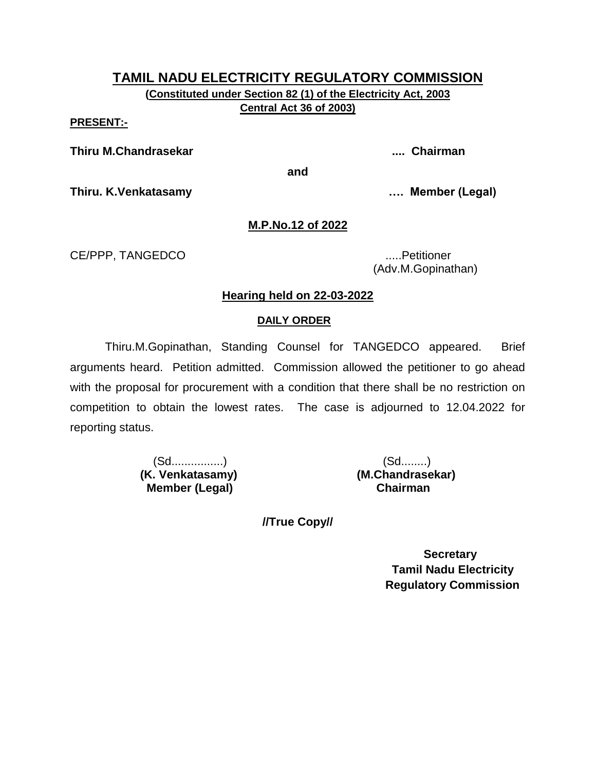# TAMIL NADU ELECTRICITY REGULATORY COMMISSION

**(Constituted under Section 82 (1) of the Electricity Act, 2003 Central Act 36 of 2003)**

**PRESENT:-**

**Thiru M.Chandrasekar .... Chairman**

**and**

**Thiru. K.Venkatasamy …. Member (Legal)**

## M.P.No.12 of 2022

CE/PPP, TANGEDCO .....Petitioner
(Adv.M.Gopinathan)

### Hearing held on 22-03-2022

### DAILY ORDER

Thiru.M.Gopinathan, Standing Counsel for TANGEDCO appeared. Brief arguments heard. Petition admitted. Commission allowed the petitioner to go ahead with the proposal for procurement with a condition that there shall be no restriction on competition to obtain the lowest rates. The case is adjourned to 12.04.2022 for reporting status.

(Sd................)
**(K. Venkatasamy)**
**Member (Legal)**

(Sd........)
**(M.Chandrasekar)**
**Chairman**

**//True Copy//**

**Secretary**
**Tamil Nadu Electricity Regulatory Commission**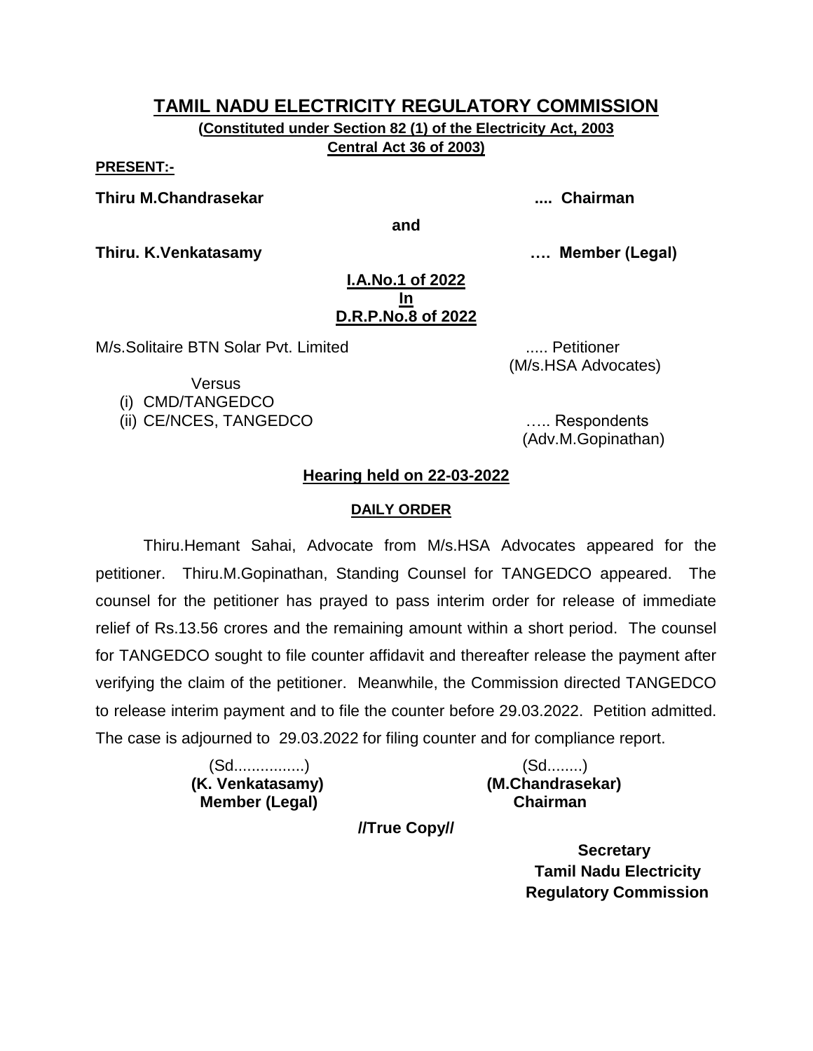# TAMIL NADU ELECTRICITY REGULATORY COMMISSION

**(Constituted under Section 82 (1) of the Electricity Act, 2003 Central Act 36 of 2003)**

**PRESENT:-**

**Thiru M.Chandrasekar .... Chairman**

**and**

**Thiru. K.Venkatasamy …. Member (Legal)**

**I.A.No.1 of 2022**
**In**
**D.R.P.No.8 of 2022**

M/s.Solitaire BTN Solar Pvt. Limited ..... Petitioner
(M/s.HSA Advocates)

Versus

(i) CMD/TANGEDCO
(ii) CE/NCES, TANGEDCO ….. Respondents
(Adv.M.Gopinathan)

**Hearing held on 22-03-2022**

**DAILY ORDER**

Thiru.Hemant Sahai, Advocate from M/s.HSA Advocates appeared for the petitioner. Thiru.M.Gopinathan, Standing Counsel for TANGEDCO appeared. The counsel for the petitioner has prayed to pass interim order for release of immediate relief of Rs.13.56 crores and the remaining amount within a short period. The counsel for TANGEDCO sought to file counter affidavit and thereafter release the payment after verifying the claim of the petitioner. Meanwhile, the Commission directed TANGEDCO to release interim payment and to file the counter before 29.03.2022. Petition admitted. The case is adjourned to 29.03.2022 for filing counter and for compliance report.

(Sd................)
**(K. Venkatasamy)**
**Member (Legal)**

(Sd........)
**(M.Chandrasekar)**
**Chairman**

**//True Copy//**

**Secretary**
**Tamil Nadu Electricity Regulatory Commission**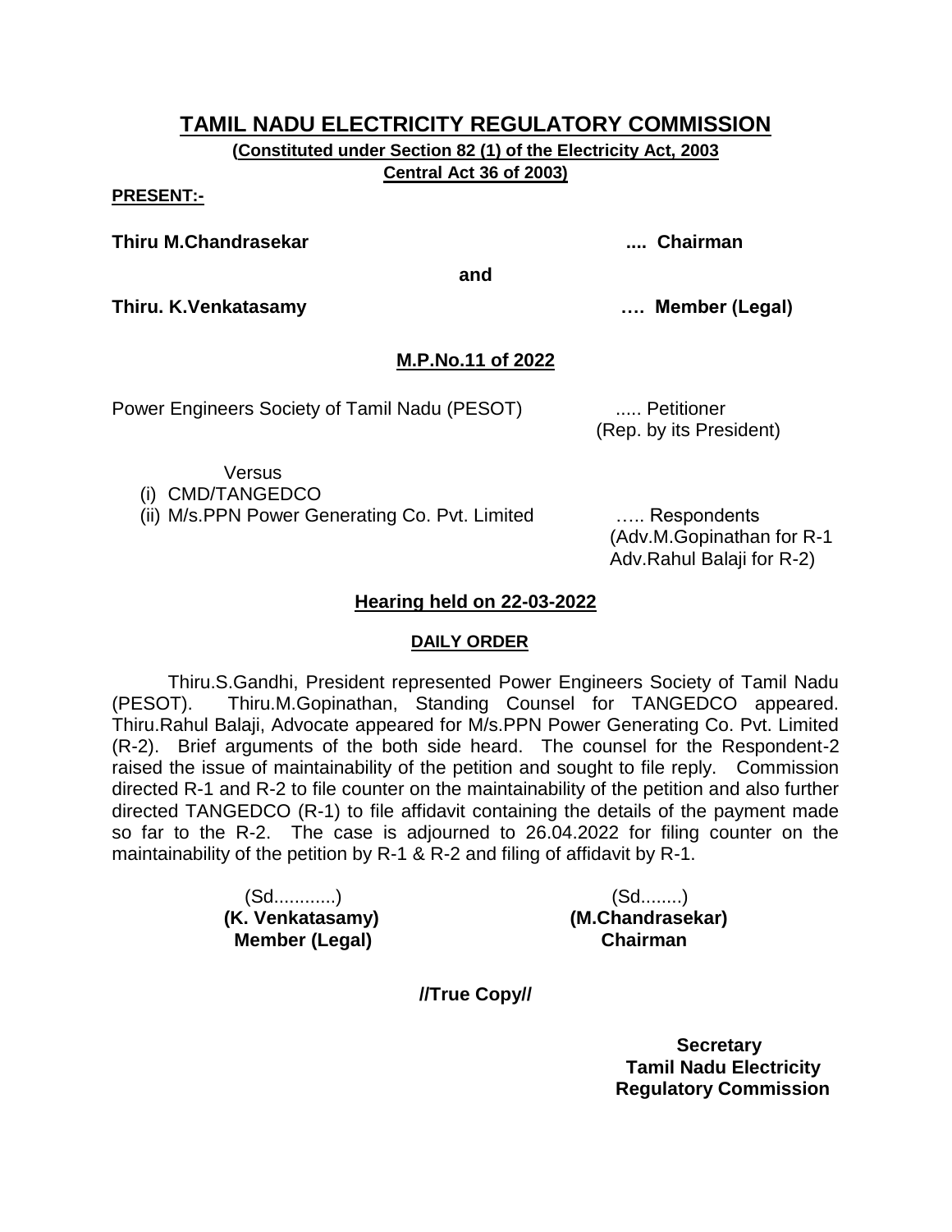# TAMIL NADU ELECTRICITY REGULATORY COMMISSION

**(Constituted under Section 82 (1) of the Electricity Act, 2003 Central Act 36 of 2003)**

**PRESENT:-**

**Thiru M.Chandrasekar .... Chairman**

**and**

**Thiru. K.Venkatasamy …. Member (Legal)**

## M.P.No.11 of 2022

Power Engineers Society of Tamil Nadu (PESOT) ..... Petitioner
(Rep. by its President)

Versus

(i) CMD/TANGEDCO
(ii) M/s.PPN Power Generating Co. Pvt. Limited ….. Respondents
(Adv.M.Gopinathan for R-1
Adv.Rahul Balaji for R-2)

## Hearing held on 22-03-2022

### DAILY ORDER

Thiru.S.Gandhi, President represented Power Engineers Society of Tamil Nadu (PESOT). Thiru.M.Gopinathan, Standing Counsel for TANGEDCO appeared. Thiru.Rahul Balaji, Advocate appeared for M/s.PPN Power Generating Co. Pvt. Limited (R-2). Brief arguments of the both side heard. The counsel for the Respondent-2 raised the issue of maintainability of the petition and sought to file reply. Commission directed R-1 and R-2 to file counter on the maintainability of the petition and also further directed TANGEDCO (R-1) to file affidavit containing the details of the payment made so far to the R-2. The case is adjourned to 26.04.2022 for filing counter on the maintainability of the petition by R-1 & R-2 and filing of affidavit by R-1.

(Sd............)
**(K. Venkatasamy)**
**Member (Legal)**

(Sd........)
**(M.Chandrasekar)**
**Chairman**

**//True Copy//**

**Secretary**
**Tamil Nadu Electricity Regulatory Commission**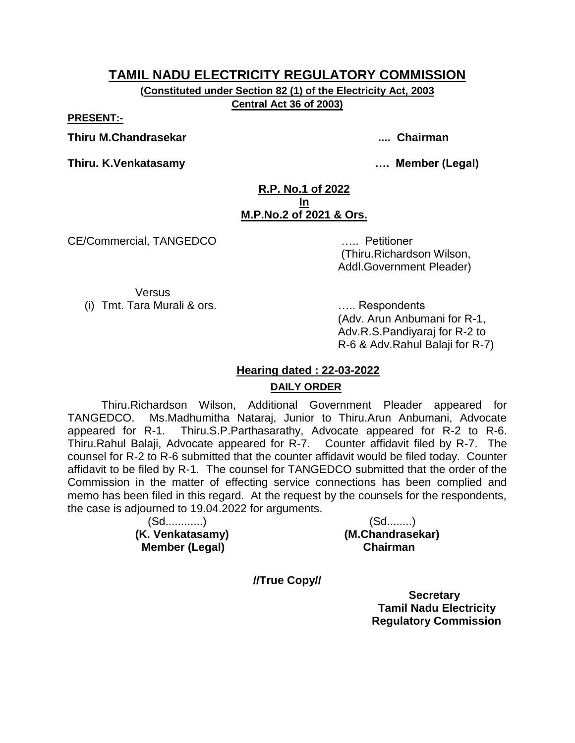# TAMIL NADU ELECTRICITY REGULATORY COMMISSION

**(Constituted under Section 82 (1) of the Electricity Act, 2003 Central Act 36 of 2003)**

**PRESENT:-**

**Thiru M.Chandrasekar .... Chairman**

**Thiru. K.Venkatasamy …. Member (Legal)**

**R.P. No.1 of 2022**
**In**
**M.P.No.2 of 2021 & Ors.**

CE/Commercial, TANGEDCO ….. Petitioner
(Thiru.Richardson Wilson, Addl.Government Pleader)

Versus

(i) Tmt. Tara Murali & ors. ….. Respondents
(Adv. Arun Anbumani for R-1, Adv.R.S.Pandiyaraj for R-2 to R-6 & Adv.Rahul Balaji for R-7)

**Hearing dated : 22-03-2022**

**DAILY ORDER**

Thiru.Richardson Wilson, Additional Government Pleader appeared for TANGEDCO. Ms.Madhumitha Nataraj, Junior to Thiru.Arun Anbumani, Advocate appeared for R-1. Thiru.S.P.Parthasarathy, Advocate appeared for R-2 to R-6. Thiru.Rahul Balaji, Advocate appeared for R-7. Counter affidavit filed by R-7. The counsel for R-2 to R-6 submitted that the counter affidavit would be filed today. Counter affidavit to be filed by R-1. The counsel for TANGEDCO submitted that the order of the Commission in the matter of effecting service connections has been complied and memo has been filed in this regard. At the request by the counsels for the respondents, the case is adjourned to 19.04.2022 for arguments.

(Sd............)
**(K. Venkatasamy)**
**Member (Legal)**

(Sd........)
**(M.Chandrasekar)**
**Chairman**

**//True Copy//**

**Secretary**
**Tamil Nadu Electricity Regulatory Commission**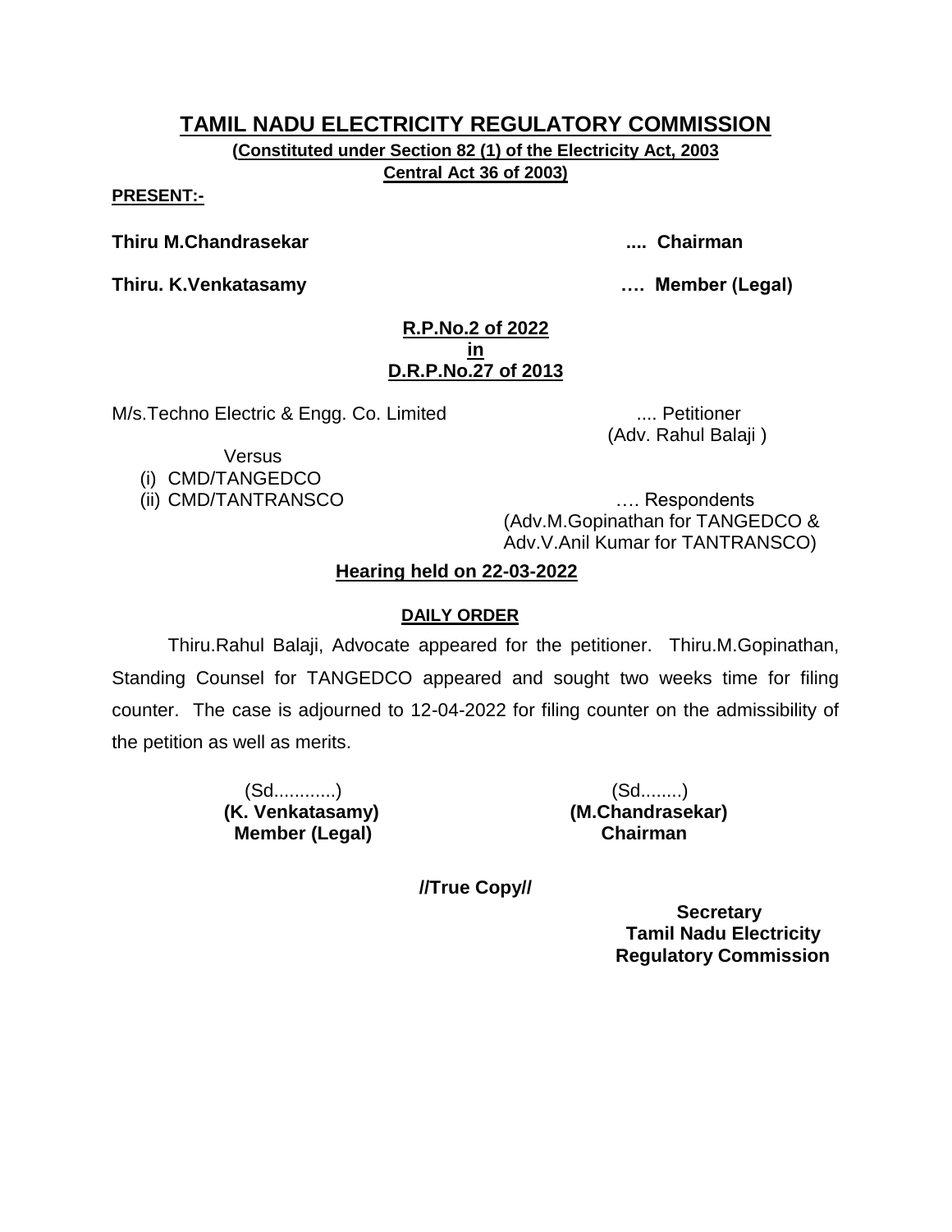# TAMIL NADU ELECTRICITY REGULATORY COMMISSION

**(Constituted under Section 82 (1) of the Electricity Act, 2003 Central Act 36 of 2003)**

**PRESENT:-**

**Thiru M.Chandrasekar .... Chairman**

**Thiru. K.Venkatasamy …. Member (Legal)**

**R.P.No.2 of 2022**
**in**
**D.R.P.No.27 of 2013**

M/s.Techno Electric & Engg. Co. Limited .... Petitioner
(Adv. Rahul Balaji )

Versus

(i) CMD/TANGEDCO
(ii) CMD/TANTRANSCO …. Respondents
(Adv.M.Gopinathan for TANGEDCO & Adv.V.Anil Kumar for TANTRANSCO)

**Hearing held on 22-03-2022**

**DAILY ORDER**

Thiru.Rahul Balaji, Advocate appeared for the petitioner. Thiru.M.Gopinathan, Standing Counsel for TANGEDCO appeared and sought two weeks time for filing counter. The case is adjourned to 12-04-2022 for filing counter on the admissibility of the petition as well as merits.

| (Sd............) | (Sd........) |
|---|---|
| **(K. Venkatasamy)** | **(M.Chandrasekar)** |
| **Member (Legal)** | **Chairman** |

**//True Copy//**

**Secretary**
**Tamil Nadu Electricity Regulatory Commission**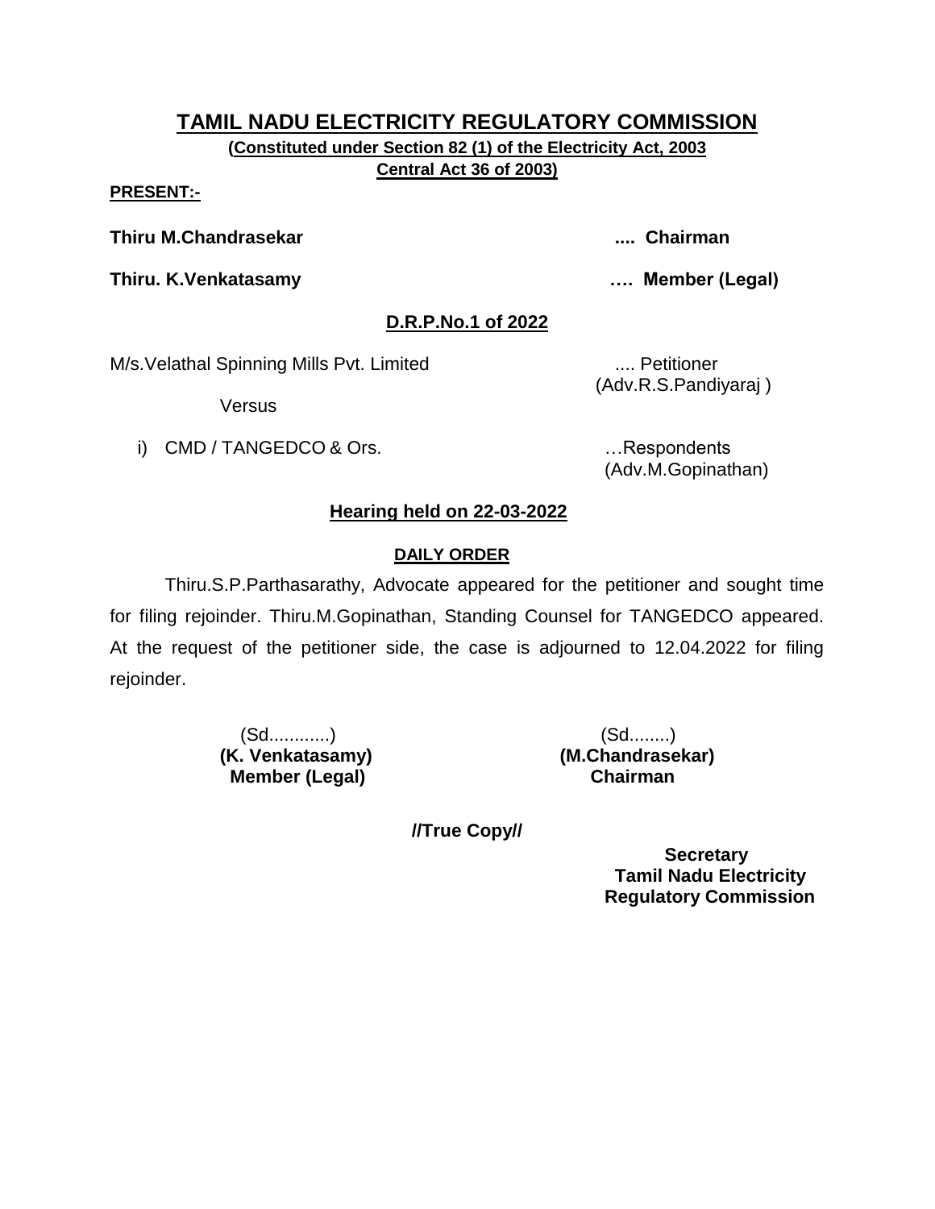# TAMIL NADU ELECTRICITY REGULATORY COMMISSION

**(Constituted under Section 82 (1) of the Electricity Act, 2003 Central Act 36 of 2003)**

**PRESENT:-**

**Thiru M.Chandrasekar .... Chairman**

**Thiru. K.Venkatasamy …. Member (Legal)**

## D.R.P.No.1 of 2022

M/s.Velathal Spinning Mills Pvt. Limited .... Petitioner
(Adv.R.S.Pandiyaraj )

Versus

i) CMD / TANGEDCO & Ors. …Respondents
(Adv.M.Gopinathan)

### Hearing held on 22-03-2022

**DAILY ORDER**

Thiru.S.P.Parthasarathy, Advocate appeared for the petitioner and sought time for filing rejoinder. Thiru.M.Gopinathan, Standing Counsel for TANGEDCO appeared. At the request of the petitioner side, the case is adjourned to 12.04.2022 for filing rejoinder.

(Sd............)
**(K. Venkatasamy)**
**Member (Legal)**

(Sd........)
**(M.Chandrasekar)**
**Chairman**

**//True Copy//**

**Secretary**
**Tamil Nadu Electricity Regulatory Commission**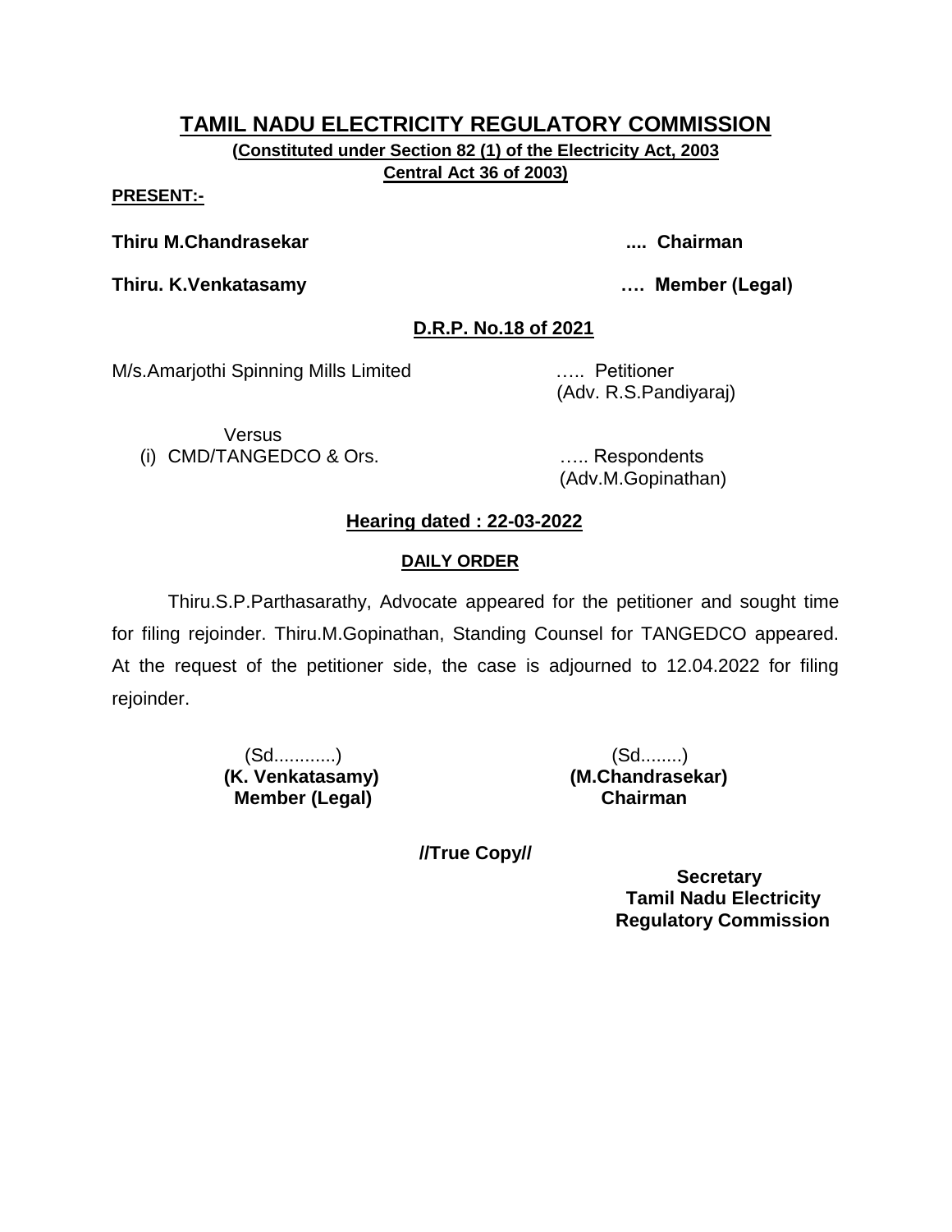# TAMIL NADU ELECTRICITY REGULATORY COMMISSION

**(Constituted under Section 82 (1) of the Electricity Act, 2003 Central Act 36 of 2003)**

**PRESENT:-**

**Thiru M.Chandrasekar .... Chairman**

**Thiru. K.Venkatasamy …. Member (Legal)**

## D.R.P. No.18 of 2021

M/s.Amarjothi Spinning Mills Limited ….. Petitioner
(Adv. R.S.Pandiyaraj)

Versus

(i) CMD/TANGEDCO & Ors. ….. Respondents
(Adv.M.Gopinathan)

**Hearing dated : 22-03-2022**

**DAILY ORDER**

Thiru.S.P.Parthasarathy, Advocate appeared for the petitioner and sought time for filing rejoinder. Thiru.M.Gopinathan, Standing Counsel for TANGEDCO appeared. At the request of the petitioner side, the case is adjourned to 12.04.2022 for filing rejoinder.

(Sd............)
**(K. Venkatasamy)**
**Member (Legal)**

(Sd........)
**(M.Chandrasekar)**
**Chairman**

**//True Copy//**

**Secretary**
**Tamil Nadu Electricity Regulatory Commission**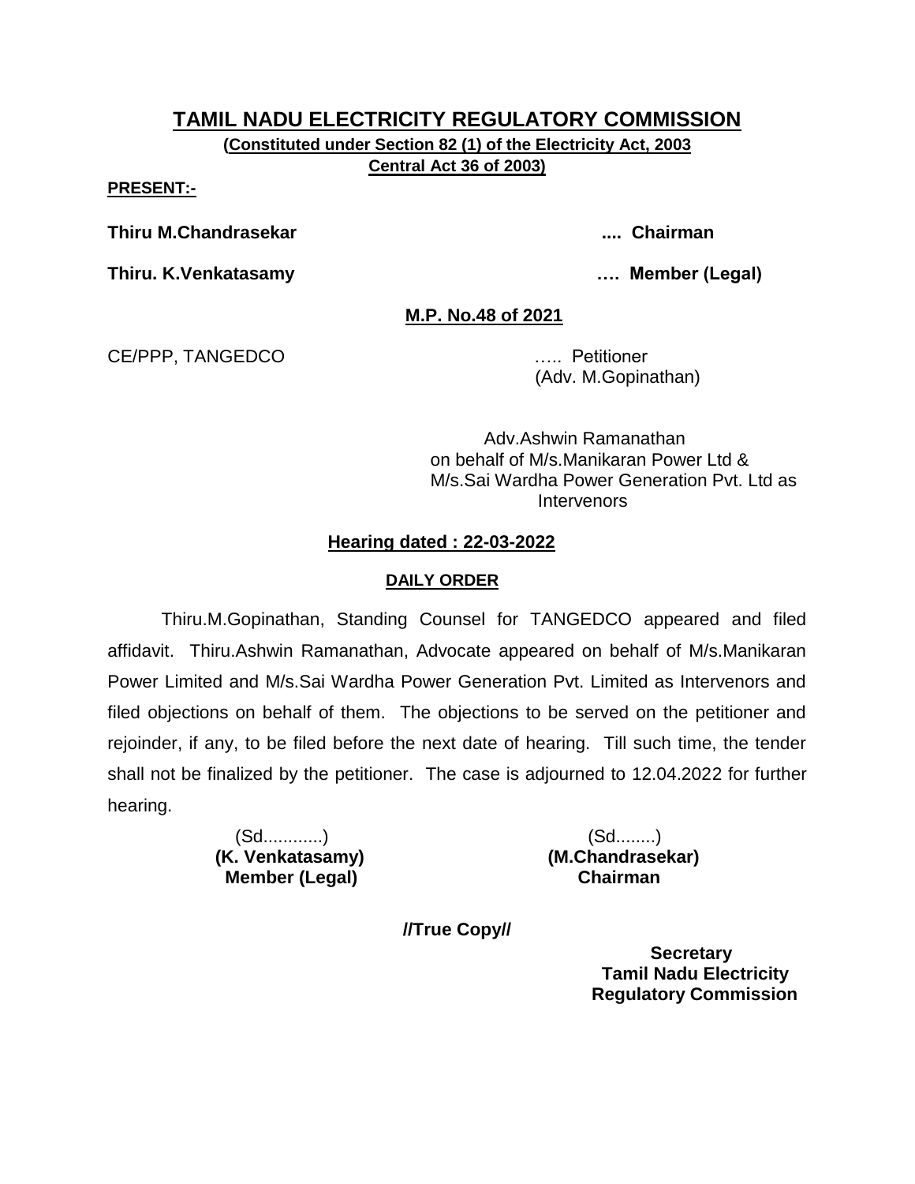# TAMIL NADU ELECTRICITY REGULATORY COMMISSION

**(Constituted under Section 82 (1) of the Electricity Act, 2003 Central Act 36 of 2003)**

**PRESENT:-**

**Thiru M.Chandrasekar .... Chairman**

**Thiru. K.Venkatasamy …. Member (Legal)**

**M.P. No.48 of 2021**

CE/PPP, TANGEDCO ….. Petitioner
(Adv. M.Gopinathan)

Adv.Ashwin Ramanathan
on behalf of M/s.Manikaran Power Ltd &
M/s.Sai Wardha Power Generation Pvt. Ltd as
Intervenors

**Hearing dated : 22-03-2022**

**DAILY ORDER**

Thiru.M.Gopinathan, Standing Counsel for TANGEDCO appeared and filed affidavit. Thiru.Ashwin Ramanathan, Advocate appeared on behalf of M/s.Manikaran Power Limited and M/s.Sai Wardha Power Generation Pvt. Limited as Intervenors and filed objections on behalf of them. The objections to be served on the petitioner and rejoinder, if any, to be filed before the next date of hearing. Till such time, the tender shall not be finalized by the petitioner. The case is adjourned to 12.04.2022 for further hearing.

(Sd............)
**(K. Venkatasamy)**
**Member (Legal)**

(Sd........)
**(M.Chandrasekar)**
**Chairman**

**//True Copy//**

**Secretary**
**Tamil Nadu Electricity Regulatory Commission**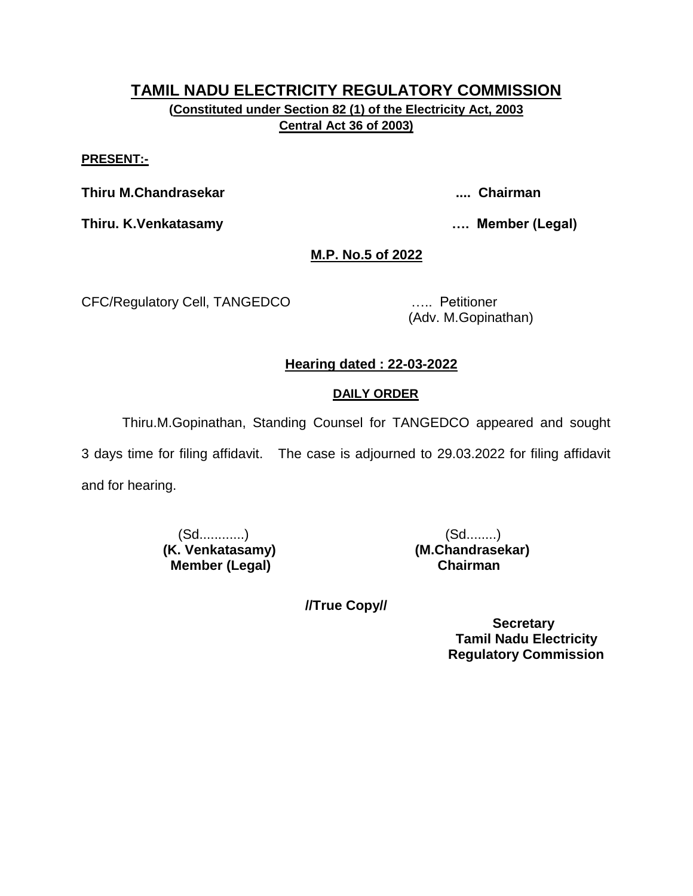# TAMIL NADU ELECTRICITY REGULATORY COMMISSION

**(Constituted under Section 82 (1) of the Electricity Act, 2003 Central Act 36 of 2003)**

**PRESENT:-**

**Thiru M.Chandrasekar .... Chairman**

**Thiru. K.Venkatasamy …. Member (Legal)**

**M.P. No.5 of 2022**

CFC/Regulatory Cell, TANGEDCO ….. Petitioner
(Adv. M.Gopinathan)

**Hearing dated : 22-03-2022**

**DAILY ORDER**

Thiru.M.Gopinathan, Standing Counsel for TANGEDCO appeared and sought 3 days time for filing affidavit. The case is adjourned to 29.03.2022 for filing affidavit and for hearing.

(Sd............)
**(K. Venkatasamy)**
**Member (Legal)**

(Sd........)
**(M.Chandrasekar)**
**Chairman**

**//True Copy//**

**Secretary**
**Tamil Nadu Electricity Regulatory Commission**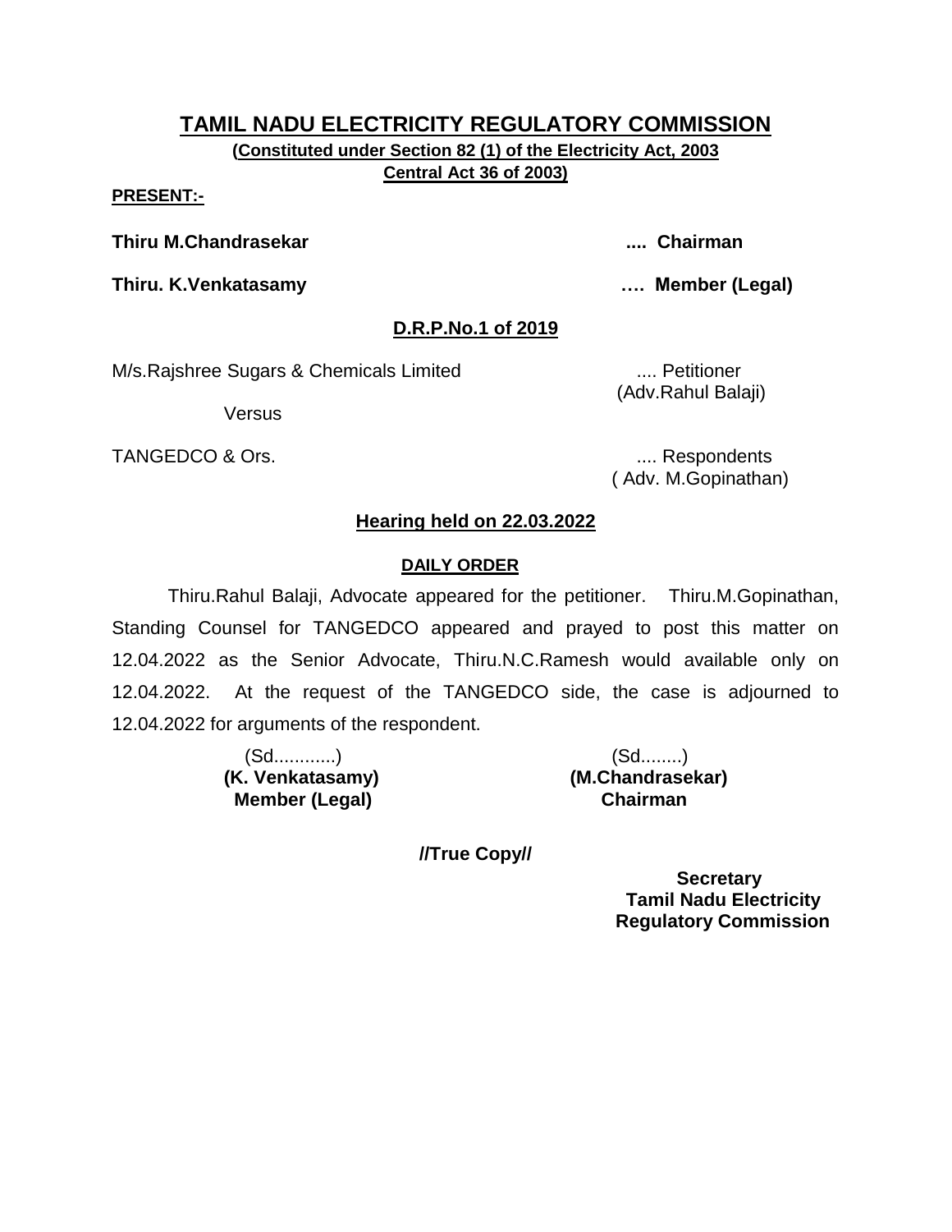# TAMIL NADU ELECTRICITY REGULATORY COMMISSION

**(Constituted under Section 82 (1) of the Electricity Act, 2003 Central Act 36 of 2003)**

**PRESENT:-**

**Thiru M.Chandrasekar .... Chairman**

**Thiru. K.Venkatasamy …. Member (Legal)**

**D.R.P.No.1 of 2019**

M/s.Rajshree Sugars & Chemicals Limited .... Petitioner
(Adv.Rahul Balaji)

Versus

TANGEDCO & Ors. .... Respondents
( Adv. M.Gopinathan)

**Hearing held on 22.03.2022**

**DAILY ORDER**

Thiru.Rahul Balaji, Advocate appeared for the petitioner. Thiru.M.Gopinathan, Standing Counsel for TANGEDCO appeared and prayed to post this matter on 12.04.2022 as the Senior Advocate, Thiru.N.C.Ramesh would available only on 12.04.2022. At the request of the TANGEDCO side, the case is adjourned to 12.04.2022 for arguments of the respondent.

(Sd............)
**(K. Venkatasamy)**
**Member (Legal)**

(Sd........)
**(M.Chandrasekar)**
**Chairman**

**//True Copy//**

**Secretary**
**Tamil Nadu Electricity**
**Regulatory Commission**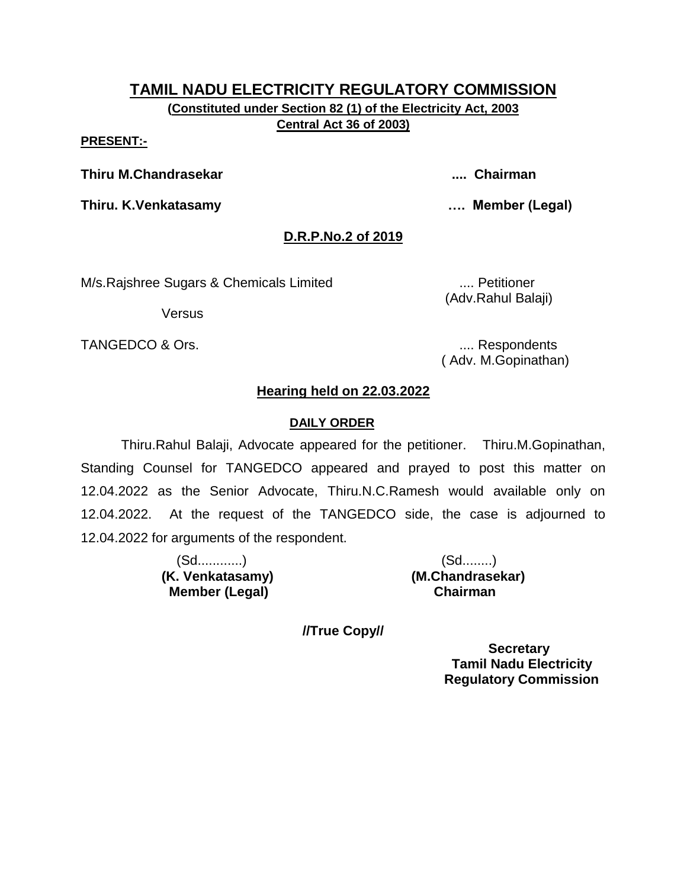# TAMIL NADU ELECTRICITY REGULATORY COMMISSION

**(Constituted under Section 82 (1) of the Electricity Act, 2003 Central Act 36 of 2003)**

**PRESENT:-**

**Thiru M.Chandrasekar .... Chairman**

**Thiru. K.Venkatasamy …. Member (Legal)**

**D.R.P.No.2 of 2019**

M/s.Rajshree Sugars & Chemicals Limited .... Petitioner
(Adv.Rahul Balaji)

Versus

TANGEDCO & Ors. .... Respondents
( Adv. M.Gopinathan)

**Hearing held on 22.03.2022**

**DAILY ORDER**

Thiru.Rahul Balaji, Advocate appeared for the petitioner. Thiru.M.Gopinathan, Standing Counsel for TANGEDCO appeared and prayed to post this matter on 12.04.2022 as the Senior Advocate, Thiru.N.C.Ramesh would available only on 12.04.2022. At the request of the TANGEDCO side, the case is adjourned to 12.04.2022 for arguments of the respondent.

(Sd............)
**(K. Venkatasamy)**
**Member (Legal)**

(Sd........)
**(M.Chandrasekar)**
**Chairman**

**//True Copy//**

**Secretary**
**Tamil Nadu Electricity Regulatory Commission**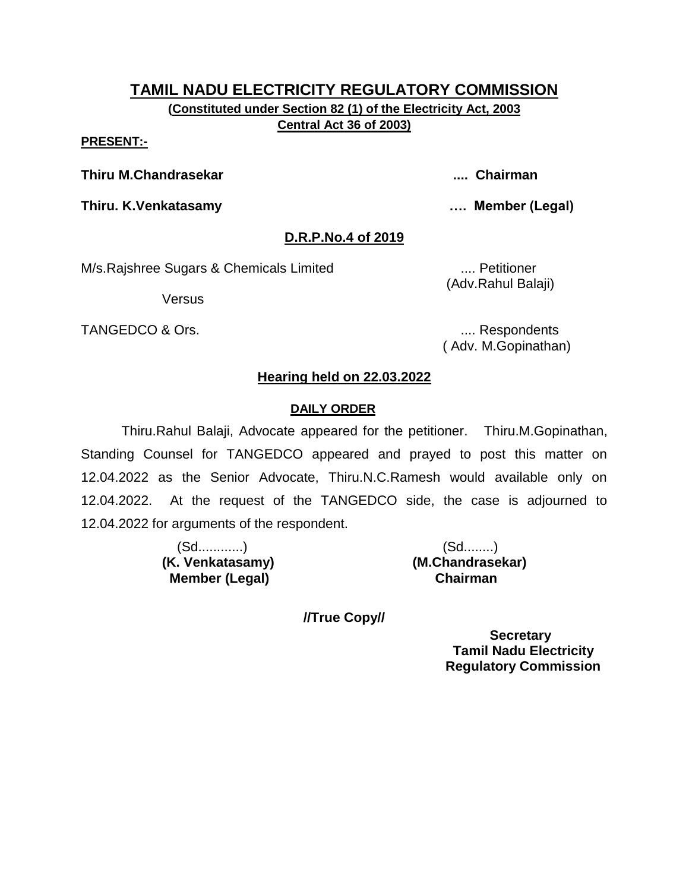# TAMIL NADU ELECTRICITY REGULATORY COMMISSION

**(Constituted under Section 82 (1) of the Electricity Act, 2003 Central Act 36 of 2003)**

**PRESENT:-**

**Thiru M.Chandrasekar** .... **Chairman**

**Thiru. K.Venkatasamy** …. **Member (Legal)**

## D.R.P.No.4 of 2019

M/s.Rajshree Sugars & Chemicals Limited .... Petitioner (Adv.Rahul Balaji)

Versus

TANGEDCO & Ors. .... Respondents ( Adv. M.Gopinathan)

### Hearing held on 22.03.2022

**DAILY ORDER**

Thiru.Rahul Balaji, Advocate appeared for the petitioner. Thiru.M.Gopinathan, Standing Counsel for TANGEDCO appeared and prayed to post this matter on 12.04.2022 as the Senior Advocate, Thiru.N.C.Ramesh would available only on 12.04.2022. At the request of the TANGEDCO side, the case is adjourned to 12.04.2022 for arguments of the respondent.

| (Sd............) | (Sd........) |
|---|---|
| **(K. Venkatasamy)** | **(M.Chandrasekar)** |
| **Member (Legal)** | **Chairman** |

**//True Copy//**

**Secretary**
**Tamil Nadu Electricity Regulatory Commission**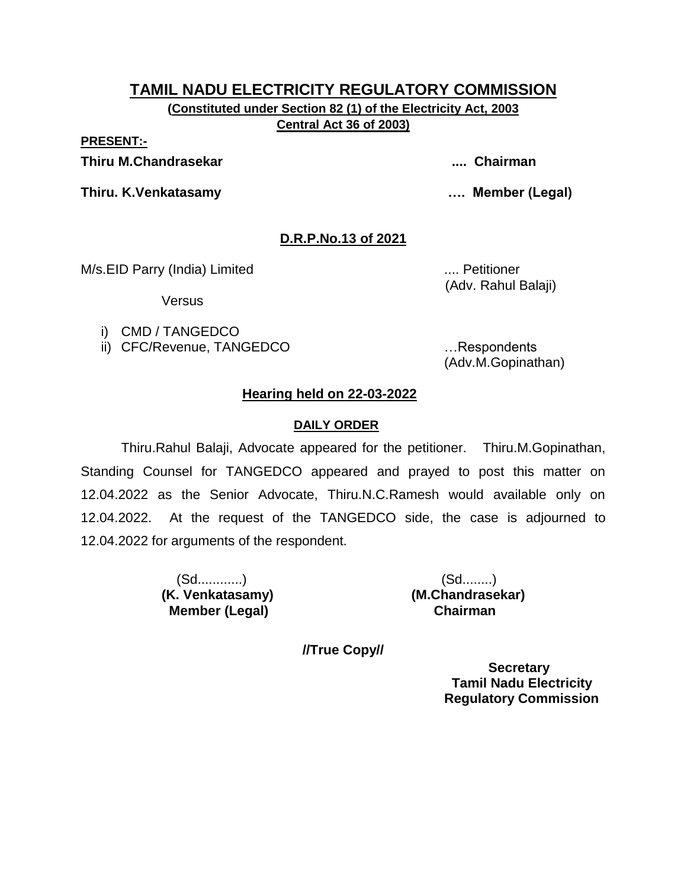# TAMIL NADU ELECTRICITY REGULATORY COMMISSION

**(Constituted under Section 82 (1) of the Electricity Act, 2003**
**Central Act 36 of 2003)**

**PRESENT:-**

**Thiru M.Chandrasekar .... Chairman**

**Thiru. K.Venkatasamy …. Member (Legal)**

**D.R.P.No.13 of 2021**

M/s.EID Parry (India) Limited .... Petitioner
(Adv. Rahul Balaji)

Versus

i) CMD / TANGEDCO
ii) CFC/Revenue, TANGEDCO …Respondents
(Adv.M.Gopinathan)

**Hearing held on 22-03-2022**

**DAILY ORDER**

Thiru.Rahul Balaji, Advocate appeared for the petitioner. Thiru.M.Gopinathan, Standing Counsel for TANGEDCO appeared and prayed to post this matter on 12.04.2022 as the Senior Advocate, Thiru.N.C.Ramesh would available only on 12.04.2022. At the request of the TANGEDCO side, the case is adjourned to 12.04.2022 for arguments of the respondent.

(Sd............)
**(K. Venkatasamy)**
**Member (Legal)**

(Sd........)
**(M.Chandrasekar)**
**Chairman**

**//True Copy//**

**Secretary**
**Tamil Nadu Electricity**
**Regulatory Commission**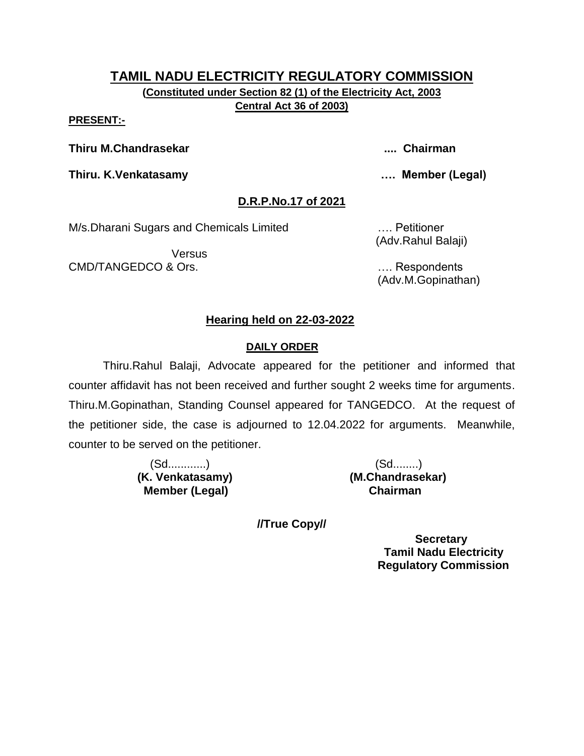# TAMIL NADU ELECTRICITY REGULATORY COMMISSION

**(Constituted under Section 82 (1) of the Electricity Act, 2003 Central Act 36 of 2003)**

**PRESENT:-**

**Thiru M.Chandrasekar** .... **Chairman**

**Thiru. K.Venkatasamy** …. **Member (Legal)**

## D.R.P.No.17 of 2021

M/s.Dharani Sugars and Chemicals Limited …. Petitioner
(Adv.Rahul Balaji)

Versus

CMD/TANGEDCO & Ors. …. Respondents
(Adv.M.Gopinathan)

## Hearing held on 22-03-2022

### DAILY ORDER

Thiru.Rahul Balaji, Advocate appeared for the petitioner and informed that counter affidavit has not been received and further sought 2 weeks time for arguments. Thiru.M.Gopinathan, Standing Counsel appeared for TANGEDCO. At the request of the petitioner side, the case is adjourned to 12.04.2022 for arguments. Meanwhile, counter to be served on the petitioner.

(Sd............)
**(K. Venkatasamy)**
**Member (Legal)**

(Sd........)
**(M.Chandrasekar)**
**Chairman**

**//True Copy//**

**Secretary**
**Tamil Nadu Electricity Regulatory Commission**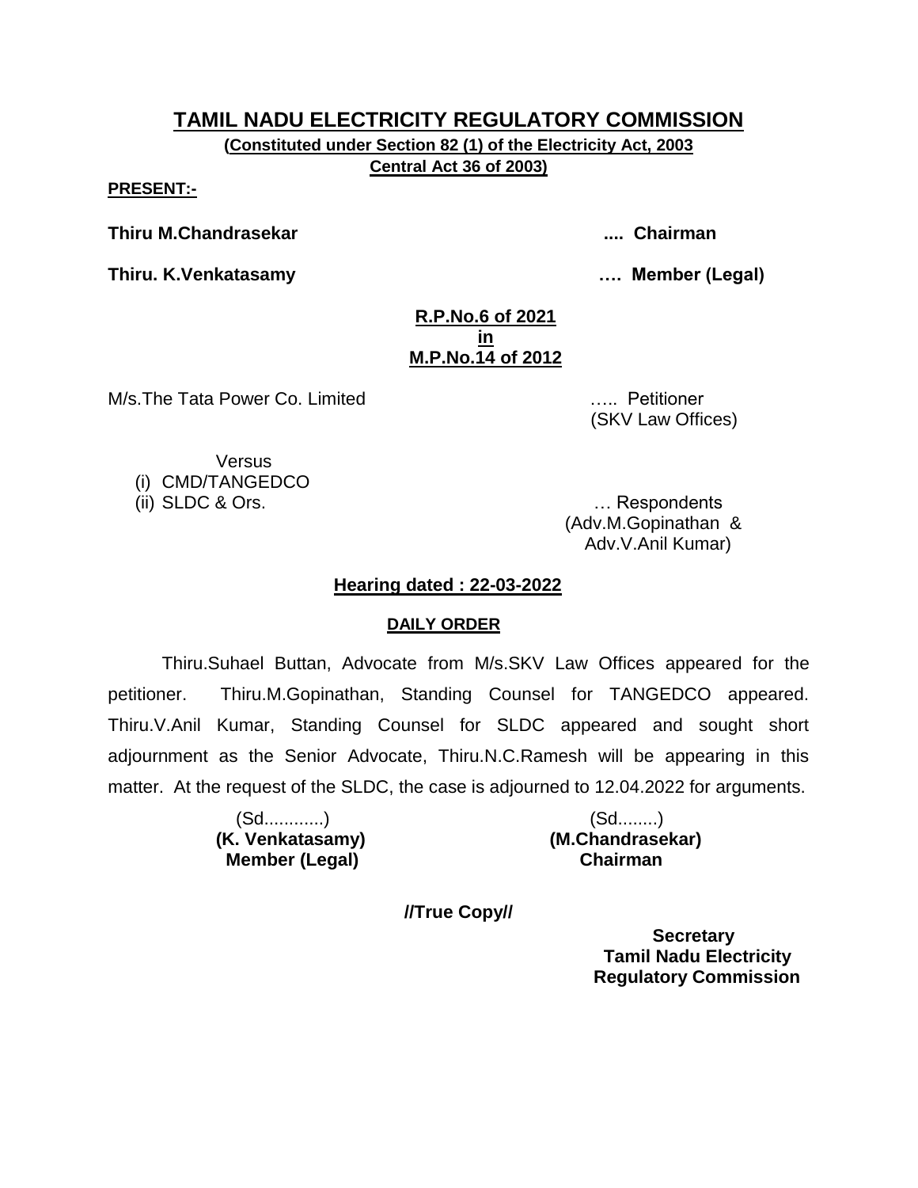# TAMIL NADU ELECTRICITY REGULATORY COMMISSION

**(Constituted under Section 82 (1) of the Electricity Act, 2003 Central Act 36 of 2003)**

**PRESENT:-**

**Thiru M.Chandrasekar** .... **Chairman**

**Thiru. K.Venkatasamy** …. **Member (Legal)**

**R.P.No.6 of 2021**
**in**
**M.P.No.14 of 2012**

M/s.The Tata Power Co. Limited ….. Petitioner
(SKV Law Offices)

Versus

(i) CMD/TANGEDCO
(ii) SLDC & Ors. … Respondents
(Adv.M.Gopinathan & Adv.V.Anil Kumar)

**Hearing dated : 22-03-2022**

**DAILY ORDER**

Thiru.Suhael Buttan, Advocate from M/s.SKV Law Offices appeared for the petitioner. Thiru.M.Gopinathan, Standing Counsel for TANGEDCO appeared. Thiru.V.Anil Kumar, Standing Counsel for SLDC appeared and sought short adjournment as the Senior Advocate, Thiru.N.C.Ramesh will be appearing in this matter. At the request of the SLDC, the case is adjourned to 12.04.2022 for arguments.

(Sd............)
**(K. Venkatasamy)**
**Member (Legal)**

(Sd........)
**(M.Chandrasekar)**
**Chairman**

**//True Copy//**

**Secretary**
**Tamil Nadu Electricity Regulatory Commission**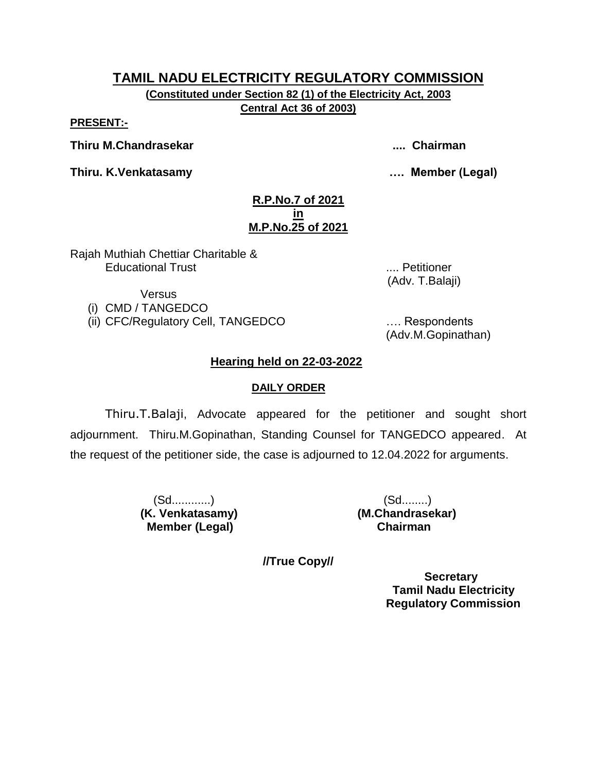# TAMIL NADU ELECTRICITY REGULATORY COMMISSION

**(Constituted under Section 82 (1) of the Electricity Act, 2003 Central Act 36 of 2003)**

**PRESENT:-**

**Thiru M.Chandrasekar .... Chairman**

**Thiru. K.Venkatasamy …. Member (Legal)**

**R.P.No.7 of 2021**
**in**
**M.P.No.25 of 2021**

Rajah Muthiah Chettiar Charitable & Educational Trust .... Petitioner
(Adv. T.Balaji)

Versus

(i) CMD / TANGEDCO
(ii) CFC/Regulatory Cell, TANGEDCO …. Respondents
(Adv.M.Gopinathan)

**Hearing held on 22-03-2022**

**DAILY ORDER**

Thiru.T.Balaji, Advocate appeared for the petitioner and sought short adjournment. Thiru.M.Gopinathan, Standing Counsel for TANGEDCO appeared. At the request of the petitioner side, the case is adjourned to 12.04.2022 for arguments.

(Sd............)
**(K. Venkatasamy)**
**Member (Legal)**

(Sd........)
**(M.Chandrasekar)**
**Chairman**

**//True Copy//**

**Secretary**
**Tamil Nadu Electricity Regulatory Commission**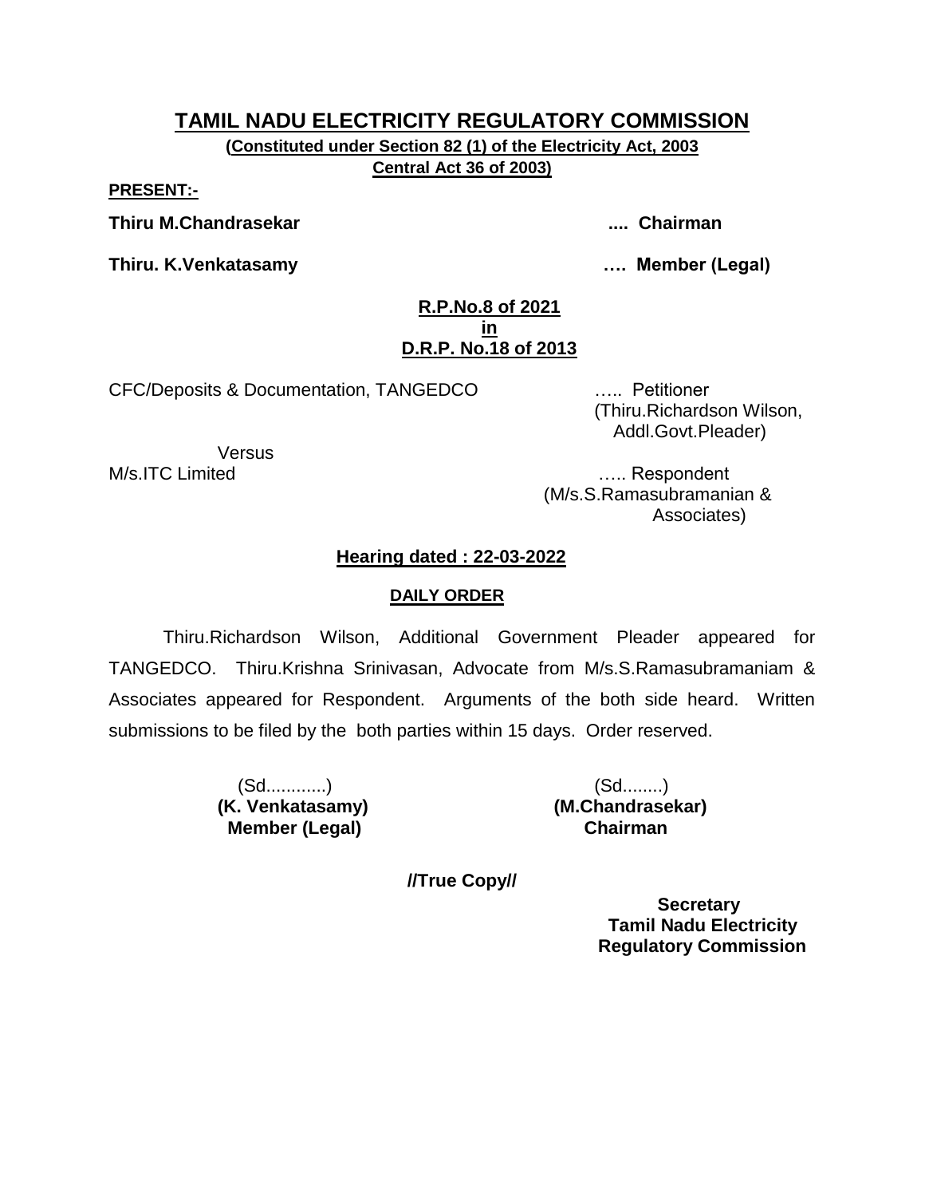# TAMIL NADU ELECTRICITY REGULATORY COMMISSION

**(Constituted under Section 82 (1) of the Electricity Act, 2003**
**Central Act 36 of 2003)**

**PRESENT:-**

**Thiru M.Chandrasekar .... Chairman**

**Thiru. K.Venkatasamy …. Member (Legal)**

**R.P.No.8 of 2021**
**in**
**D.R.P. No.18 of 2013**

CFC/Deposits & Documentation, TANGEDCO ….. Petitioner
(Thiru.Richardson Wilson, Addl.Govt.Pleader)

Versus

M/s.ITC Limited ….. Respondent
(M/s.S.Ramasubramanian & Associates)

**Hearing dated : 22-03-2022**

**DAILY ORDER**

Thiru.Richardson Wilson, Additional Government Pleader appeared for TANGEDCO. Thiru.Krishna Srinivasan, Advocate from M/s.S.Ramasubramaniam & Associates appeared for Respondent. Arguments of the both side heard. Written submissions to be filed by the both parties within 15 days. Order reserved.

(Sd............)
**(K. Venkatasamy)**
**Member (Legal)**

(Sd........)
**(M.Chandrasekar)**
**Chairman**

**//True Copy//**

**Secretary**
**Tamil Nadu Electricity Regulatory Commission**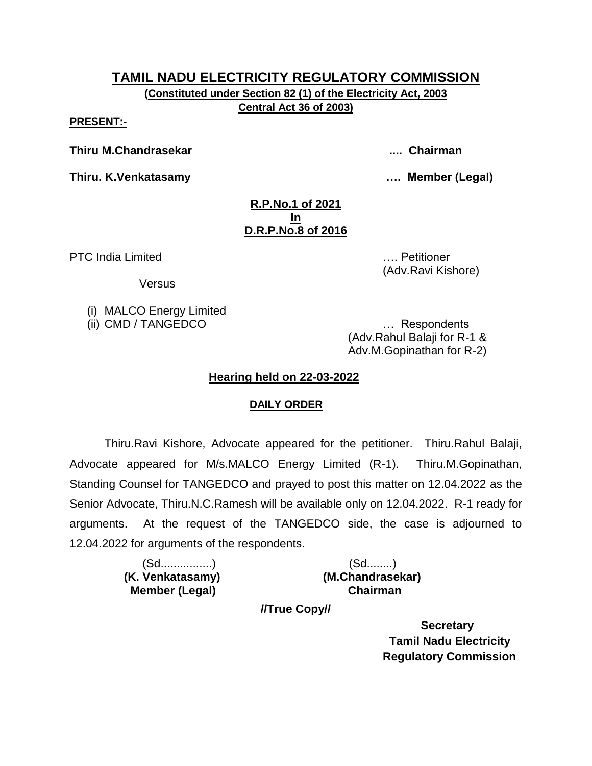# TAMIL NADU ELECTRICITY REGULATORY COMMISSION

**(Constituted under Section 82 (1) of the Electricity Act, 2003 Central Act 36 of 2003)**

**PRESENT:-**

**Thiru M.Chandrasekar .... Chairman**

**Thiru. K.Venkatasamy …. Member (Legal)**

**R.P.No.1 of 2021**
**In**
**D.R.P.No.8 of 2016**

PTC India Limited …. Petitioner
(Adv.Ravi Kishore)

Versus

(i) MALCO Energy Limited
(ii) CMD / TANGEDCO … Respondents
(Adv.Rahul Balaji for R-1 & Adv.M.Gopinathan for R-2)

**Hearing held on 22-03-2022**

**DAILY ORDER**

Thiru.Ravi Kishore, Advocate appeared for the petitioner. Thiru.Rahul Balaji, Advocate appeared for M/s.MALCO Energy Limited (R-1). Thiru.M.Gopinathan, Standing Counsel for TANGEDCO and prayed to post this matter on 12.04.2022 as the Senior Advocate, Thiru.N.C.Ramesh will be available only on 12.04.2022. R-1 ready for arguments. At the request of the TANGEDCO side, the case is adjourned to 12.04.2022 for arguments of the respondents.

(Sd................)
**(K. Venkatasamy)**
**Member (Legal)**

(Sd........)
**(M.Chandrasekar)**
**Chairman**

**//True Copy//**

**Secretary**
**Tamil Nadu Electricity Regulatory Commission**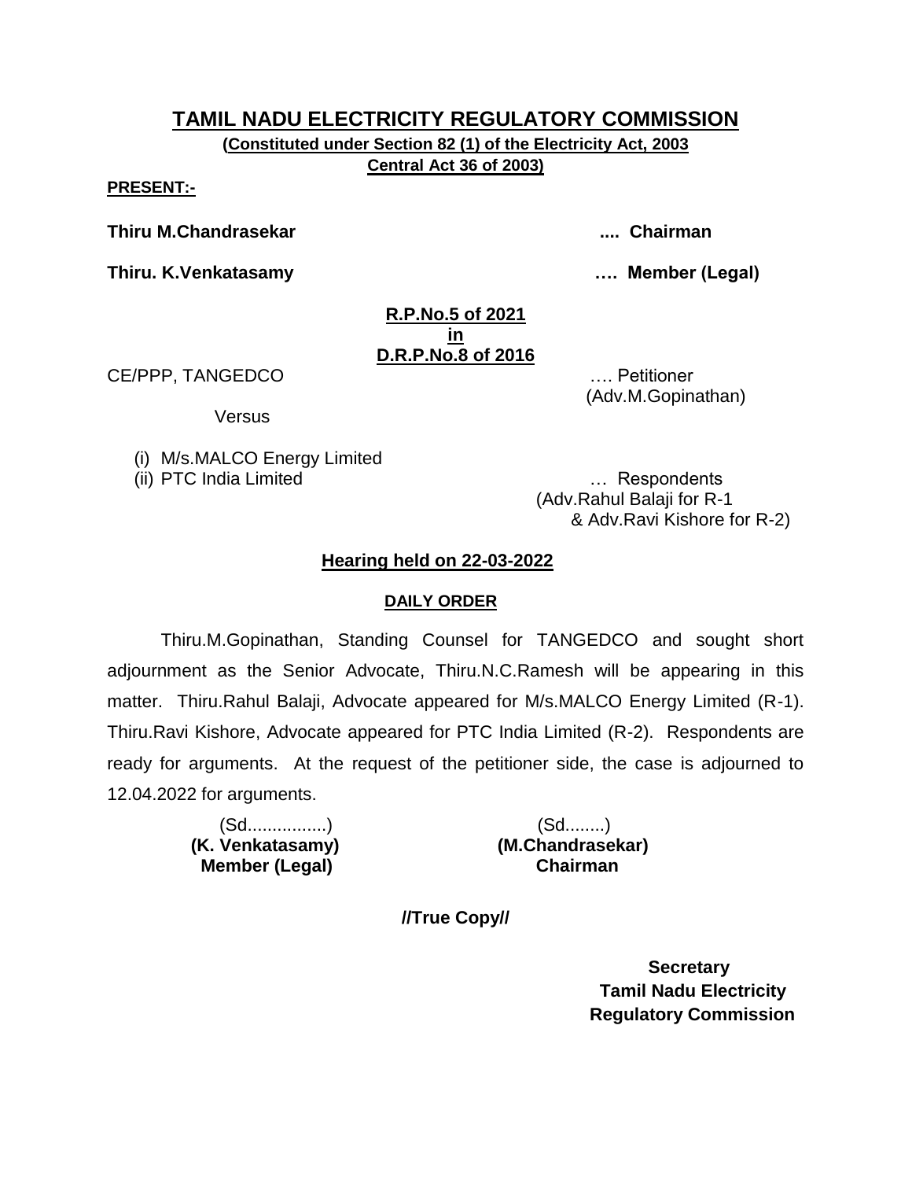# TAMIL NADU ELECTRICITY REGULATORY COMMISSION

**(Constituted under Section 82 (1) of the Electricity Act, 2003 Central Act 36 of 2003)**

**PRESENT:-**

**Thiru M.Chandrasekar .... Chairman**

**Thiru. K.Venkatasamy …. Member (Legal)**

**R.P.No.5 of 2021**
**in**
**D.R.P.No.8 of 2016**

CE/PPP, TANGEDCO …. Petitioner
(Adv.M.Gopinathan)

Versus

(i) M/s.MALCO Energy Limited
(ii) PTC India Limited … Respondents
(Adv.Rahul Balaji for R-1 & Adv.Ravi Kishore for R-2)

## Hearing held on 22-03-2022

### DAILY ORDER

Thiru.M.Gopinathan, Standing Counsel for TANGEDCO and sought short adjournment as the Senior Advocate, Thiru.N.C.Ramesh will be appearing in this matter. Thiru.Rahul Balaji, Advocate appeared for M/s.MALCO Energy Limited (R-1). Thiru.Ravi Kishore, Advocate appeared for PTC India Limited (R-2). Respondents are ready for arguments. At the request of the petitioner side, the case is adjourned to 12.04.2022 for arguments.

| (Sd................) | (Sd........) |
|---|---|
| **(K. Venkatasamy)** | **(M.Chandrasekar)** |
| **Member (Legal)** | **Chairman** |

**//True Copy//**

**Secretary**
**Tamil Nadu Electricity Regulatory Commission**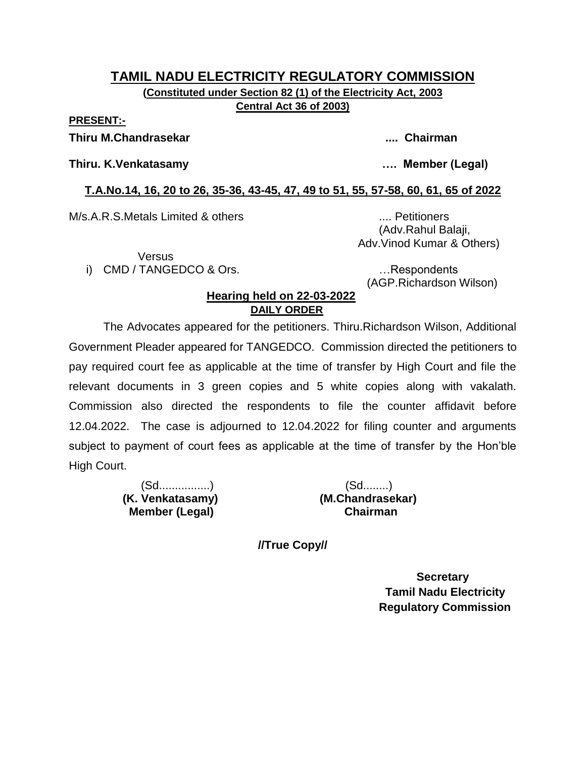# TAMIL NADU ELECTRICITY REGULATORY COMMISSION

**(Constituted under Section 82 (1) of the Electricity Act, 2003 Central Act 36 of 2003)**

**PRESENT:-**

**Thiru M.Chandrasekar .... Chairman**

**Thiru. K.Venkatasamy …. Member (Legal)**

**T.A.No.14, 16, 20 to 26, 35-36, 43-45, 47, 49 to 51, 55, 57-58, 60, 61, 65 of 2022**

M/s.A.R.S.Metals Limited & others .... Petitioners
(Adv.Rahul Balaji, Adv.Vinod Kumar & Others)

Versus

i) CMD / TANGEDCO & Ors. …Respondents
(AGP.Richardson Wilson)

**Hearing held on 22-03-2022**

**DAILY ORDER**

The Advocates appeared for the petitioners. Thiru.Richardson Wilson, Additional Government Pleader appeared for TANGEDCO. Commission directed the petitioners to pay required court fee as applicable at the time of transfer by High Court and file the relevant documents in 3 green copies and 5 white copies along with vakalath. Commission also directed the respondents to file the counter affidavit before 12.04.2022. The case is adjourned to 12.04.2022 for filing counter and arguments subject to payment of court fees as applicable at the time of transfer by the Hon'ble High Court.

(Sd................)
**(K. Venkatasamy)**
**Member (Legal)**

(Sd........)
**(M.Chandrasekar)**
**Chairman**

**//True Copy//**

**Secretary**
**Tamil Nadu Electricity Regulatory Commission**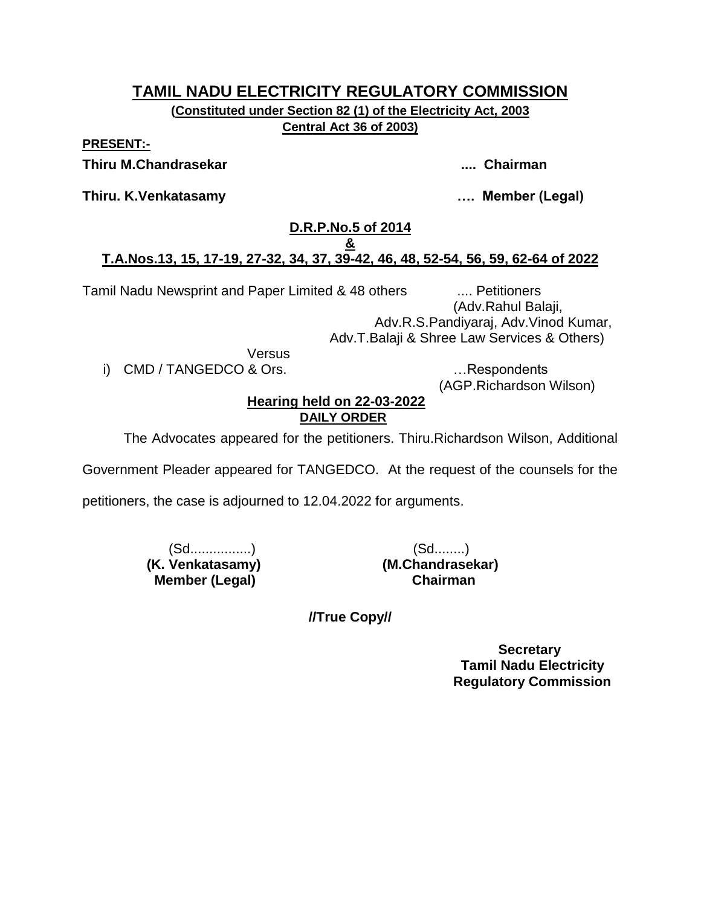# TAMIL NADU ELECTRICITY REGULATORY COMMISSION

**(Constituted under Section 82 (1) of the Electricity Act, 2003 Central Act 36 of 2003)**

**PRESENT:-**

**Thiru M.Chandrasekar .... Chairman**

**Thiru. K.Venkatasamy …. Member (Legal)**

**D.R.P.No.5 of 2014**

**&**

**T.A.Nos.13, 15, 17-19, 27-32, 34, 37, 39-42, 46, 48, 52-54, 56, 59, 62-64 of 2022**

Tamil Nadu Newsprint and Paper Limited & 48 others .... Petitioners
(Adv.Rahul Balaji, Adv.R.S.Pandiyaraj, Adv.Vinod Kumar, Adv.T.Balaji & Shree Law Services & Others)

Versus

i) CMD / TANGEDCO & Ors. …Respondents
(AGP.Richardson Wilson)

**Hearing held on 22-03-2022**

**DAILY ORDER**

The Advocates appeared for the petitioners. Thiru.Richardson Wilson, Additional Government Pleader appeared for TANGEDCO. At the request of the counsels for the petitioners, the case is adjourned to 12.04.2022 for arguments.

(Sd................)
**(K. Venkatasamy)**
**Member (Legal)**

(Sd........)
**(M.Chandrasekar)**
**Chairman**

**//True Copy//**

**Secretary**
**Tamil Nadu Electricity Regulatory Commission**